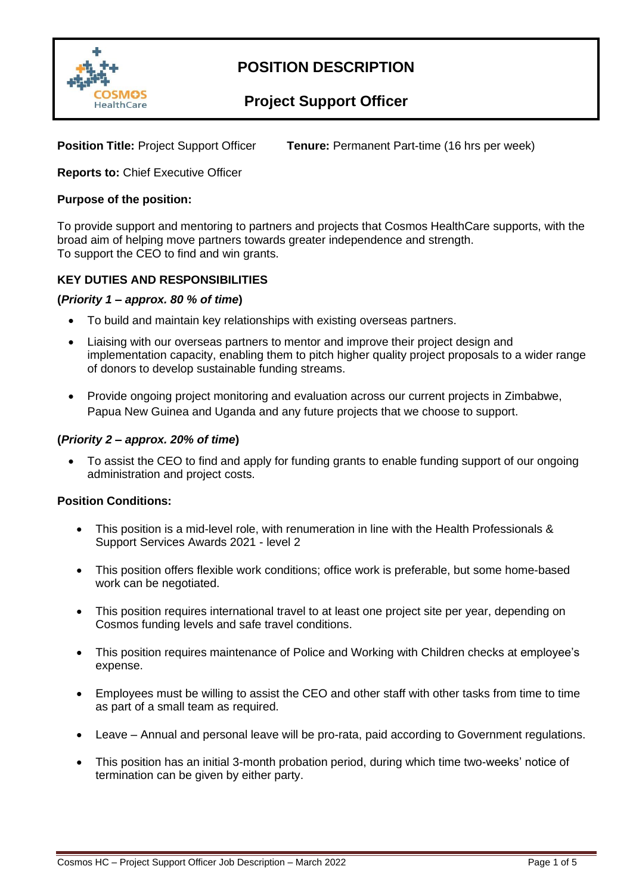# POSITION DESCRIPTION

## Project Support Officer

**Position Title:** Project Support Officer **Tenure:** Permanent Part-time (16 hrs per week)

**Reports to:** Chief Executive Officer

**Purpose of the position:**

To provide support and mentoring to partners and projects that Cosmos HealthCare supports, with the broad aim of helping move partners towards greater independence and strength.
To support the CEO to find and win grants.

**KEY DUTIES AND RESPONSIBILITIES**

**(*Priority 1 – approx. 80 % of time*)**

- To build and maintain key relationships with existing overseas partners.
- Liaising with our overseas partners to mentor and improve their project design and implementation capacity, enabling them to pitch higher quality project proposals to a wider range of donors to develop sustainable funding streams.
- Provide ongoing project monitoring and evaluation across our current projects in Zimbabwe, Papua New Guinea and Uganda and any future projects that we choose to support.

**(*Priority 2 – approx. 20% of time*)**

- To assist the CEO to find and apply for funding grants to enable funding support of our ongoing administration and project costs.

**Position Conditions:**

- This position is a mid-level role, with renumeration in line with the Health Professionals & Support Services Awards 2021 - level 2
- This position offers flexible work conditions; office work is preferable, but some home-based work can be negotiated.
- This position requires international travel to at least one project site per year, depending on Cosmos funding levels and safe travel conditions.
- This position requires maintenance of Police and Working with Children checks at employee's expense.
- Employees must be willing to assist the CEO and other staff with other tasks from time to time as part of a small team as required.
- Leave – Annual and personal leave will be pro-rata, paid according to Government regulations.
- This position has an initial 3-month probation period, during which time two-weeks' notice of termination can be given by either party.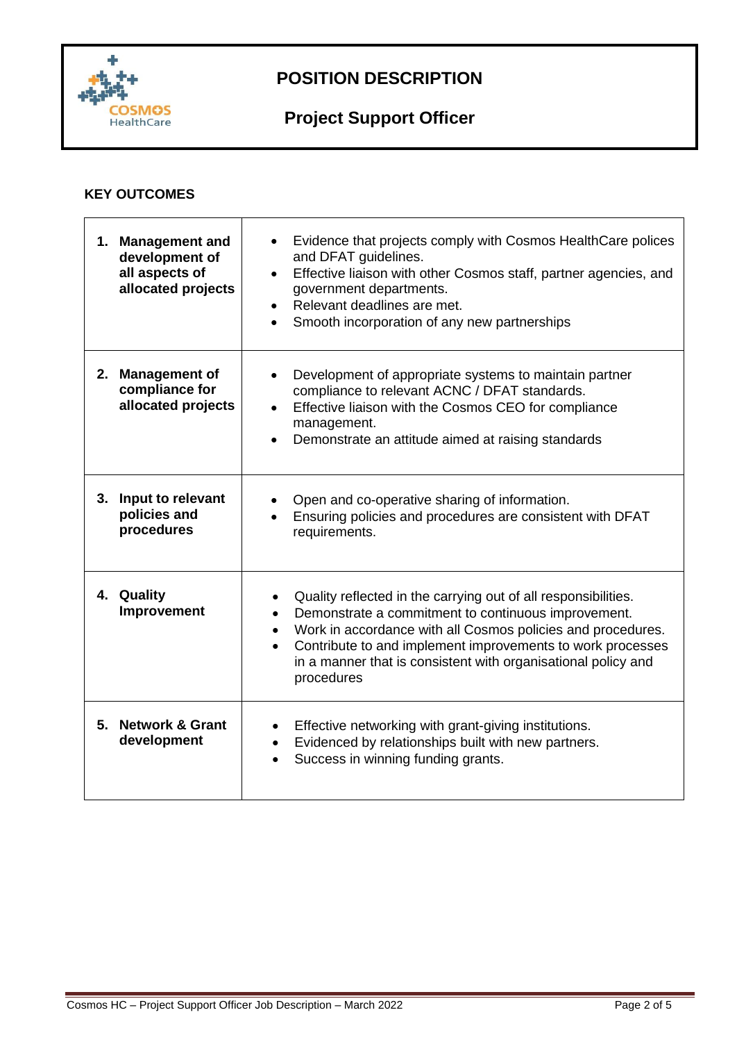# POSITION DESCRIPTION

## Project Support Officer

### KEY OUTCOMES

| Outcome | Indicators |
|---|---|
| **1. Management and development of all aspects of allocated projects** | • Evidence that projects comply with Cosmos HealthCare polices and DFAT guidelines.<br>• Effective liaison with other Cosmos staff, partner agencies, and government departments.<br>• Relevant deadlines are met.<br>• Smooth incorporation of any new partnerships |
| **2. Management of compliance for allocated projects** | • Development of appropriate systems to maintain partner compliance to relevant ACNC / DFAT standards.<br>• Effective liaison with the Cosmos CEO for compliance management.<br>• Demonstrate an attitude aimed at raising standards |
| **3. Input to relevant policies and procedures** | • Open and co-operative sharing of information.<br>• Ensuring policies and procedures are consistent with DFAT requirements. |
| **4. Quality Improvement** | • Quality reflected in the carrying out of all responsibilities.<br>• Demonstrate a commitment to continuous improvement.<br>• Work in accordance with all Cosmos policies and procedures.<br>• Contribute to and implement improvements to work processes in a manner that is consistent with organisational policy and procedures |
| **5. Network & Grant development** | • Effective networking with grant-giving institutions.<br>• Evidenced by relationships built with new partners.<br>• Success in winning funding grants. |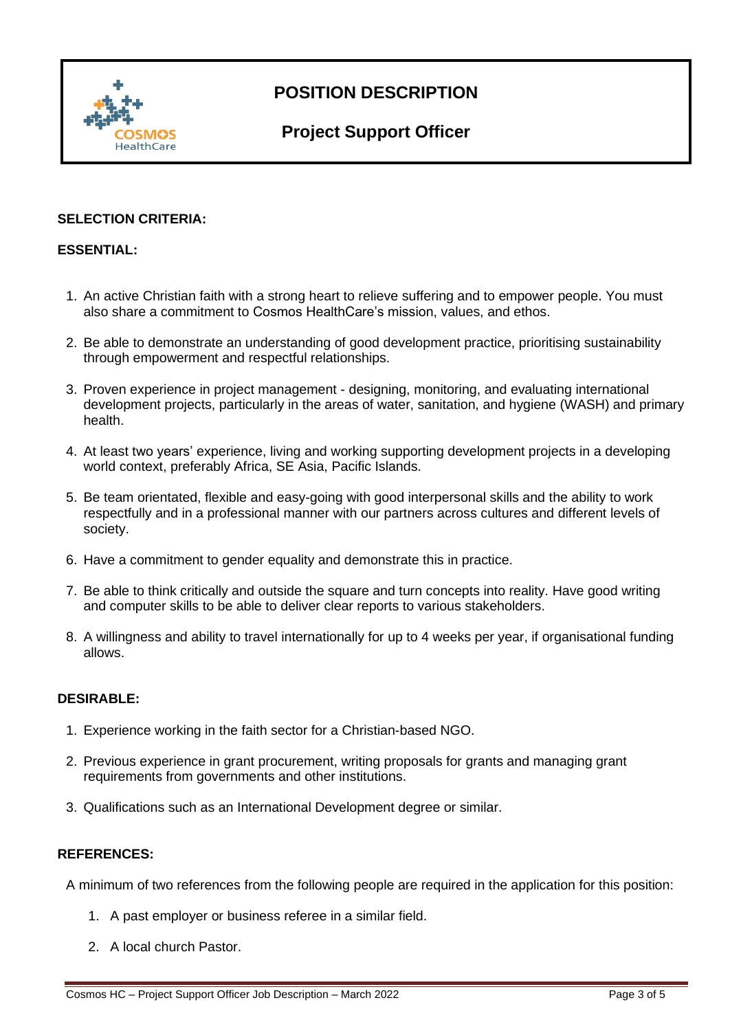# POSITION DESCRIPTION

## Project Support Officer

**SELECTION CRITERIA:**

**ESSENTIAL:**

1. An active Christian faith with a strong heart to relieve suffering and to empower people. You must also share a commitment to Cosmos HealthCare's mission, values, and ethos.
2. Be able to demonstrate an understanding of good development practice, prioritising sustainability through empowerment and respectful relationships.
3. Proven experience in project management - designing, monitoring, and evaluating international development projects, particularly in the areas of water, sanitation, and hygiene (WASH) and primary health.
4. At least two years' experience, living and working supporting development projects in a developing world context, preferably Africa, SE Asia, Pacific Islands.
5. Be team orientated, flexible and easy-going with good interpersonal skills and the ability to work respectfully and in a professional manner with our partners across cultures and different levels of society.
6. Have a commitment to gender equality and demonstrate this in practice.
7. Be able to think critically and outside the square and turn concepts into reality. Have good writing and computer skills to be able to deliver clear reports to various stakeholders.
8. A willingness and ability to travel internationally for up to 4 weeks per year, if organisational funding allows.

**DESIRABLE:**

1. Experience working in the faith sector for a Christian-based NGO.
2. Previous experience in grant procurement, writing proposals for grants and managing grant requirements from governments and other institutions.
3. Qualifications such as an International Development degree or similar.

**REFERENCES:**

A minimum of two references from the following people are required in the application for this position:

1. A past employer or business referee in a similar field.
2. A local church Pastor.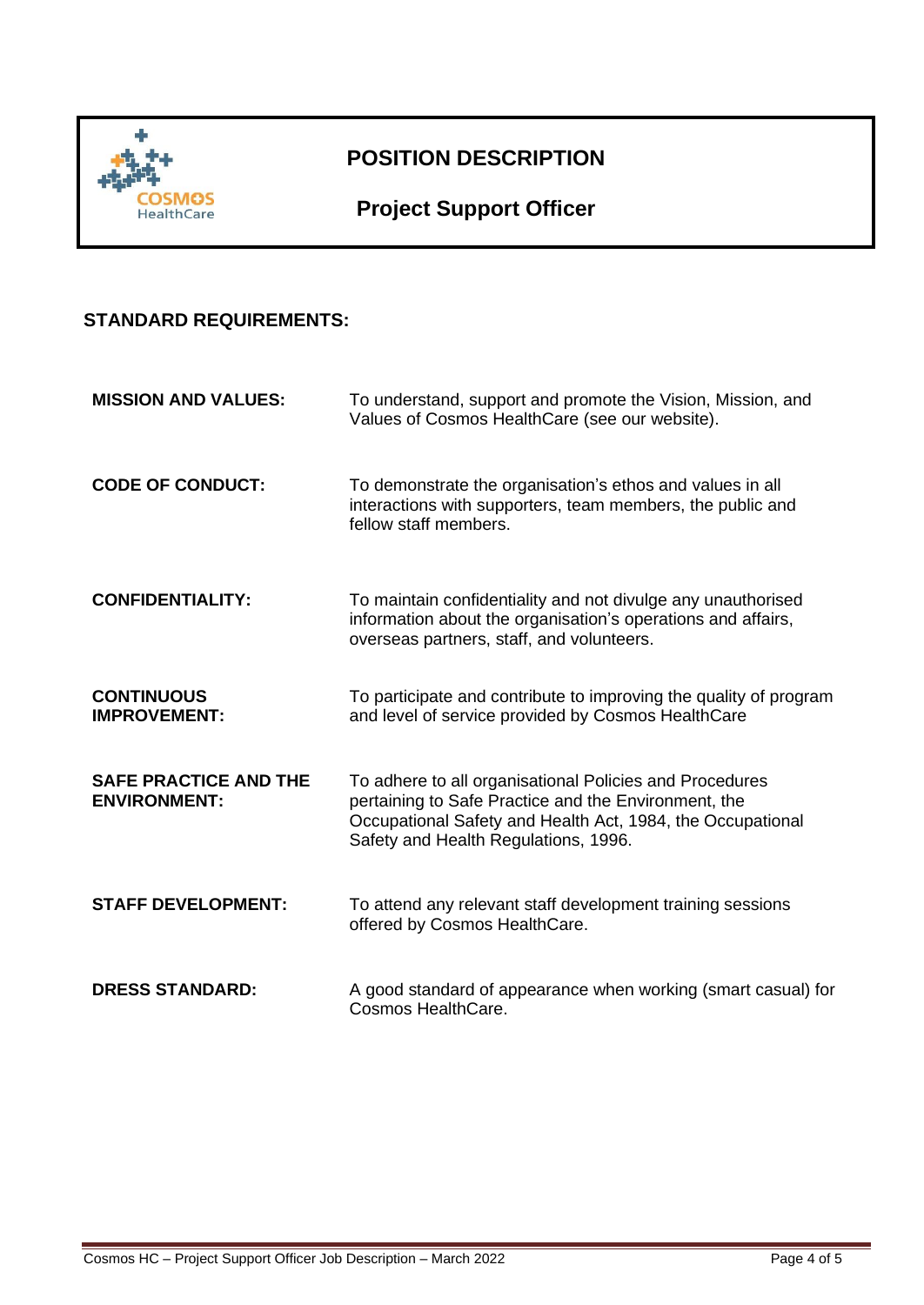# POSITION DESCRIPTION

## Project Support Officer

### STANDARD REQUIREMENTS:

| | |
|---|---|
| **MISSION AND VALUES:** | To understand, support and promote the Vision, Mission, and Values of Cosmos HealthCare (see our website). |
| **CODE OF CONDUCT:** | To demonstrate the organisation's ethos and values in all interactions with supporters, team members, the public and fellow staff members. |
| **CONFIDENTIALITY:** | To maintain confidentiality and not divulge any unauthorised information about the organisation's operations and affairs, overseas partners, staff, and volunteers. |
| **CONTINUOUS IMPROVEMENT:** | To participate and contribute to improving the quality of program and level of service provided by Cosmos HealthCare |
| **SAFE PRACTICE AND THE ENVIRONMENT:** | To adhere to all organisational Policies and Procedures pertaining to Safe Practice and the Environment, the Occupational Safety and Health Act, 1984, the Occupational Safety and Health Regulations, 1996. |
| **STAFF DEVELOPMENT:** | To attend any relevant staff development training sessions offered by Cosmos HealthCare. |
| **DRESS STANDARD:** | A good standard of appearance when working (smart casual) for Cosmos HealthCare. |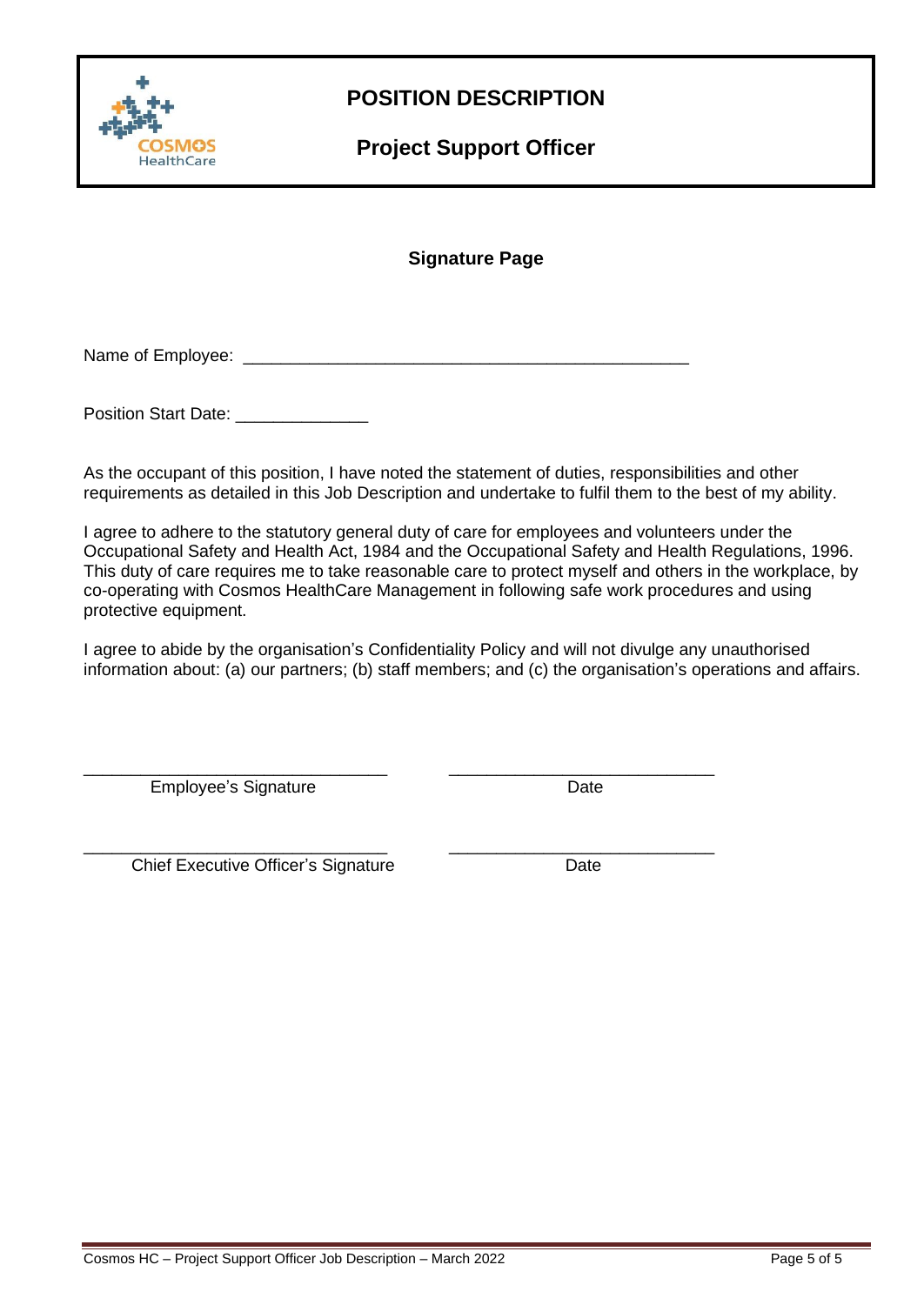# POSITION DESCRIPTION

## Project Support Officer

### Signature Page

Name of Employee: ________________________________________________

Position Start Date: ______________

As the occupant of this position, I have noted the statement of duties, responsibilities and other requirements as detailed in this Job Description and undertake to fulfil them to the best of my ability.

I agree to adhere to the statutory general duty of care for employees and volunteers under the Occupational Safety and Health Act, 1984 and the Occupational Safety and Health Regulations, 1996. This duty of care requires me to take reasonable care to protect myself and others in the workplace, by co-operating with Cosmos HealthCare Management in following safe work procedures and using protective equipment.

I agree to abide by the organisation's Confidentiality Policy and will not divulge any unauthorised information about: (a) our partners; (b) staff members; and (c) the organisation's operations and affairs.

_________________________________ &nbsp;&nbsp;&nbsp;&nbsp; ____________________________

Employee's Signature &nbsp;&nbsp;&nbsp;&nbsp; Date

_________________________________ &nbsp;&nbsp;&nbsp;&nbsp; ____________________________

Chief Executive Officer's Signature &nbsp;&nbsp;&nbsp;&nbsp; Date